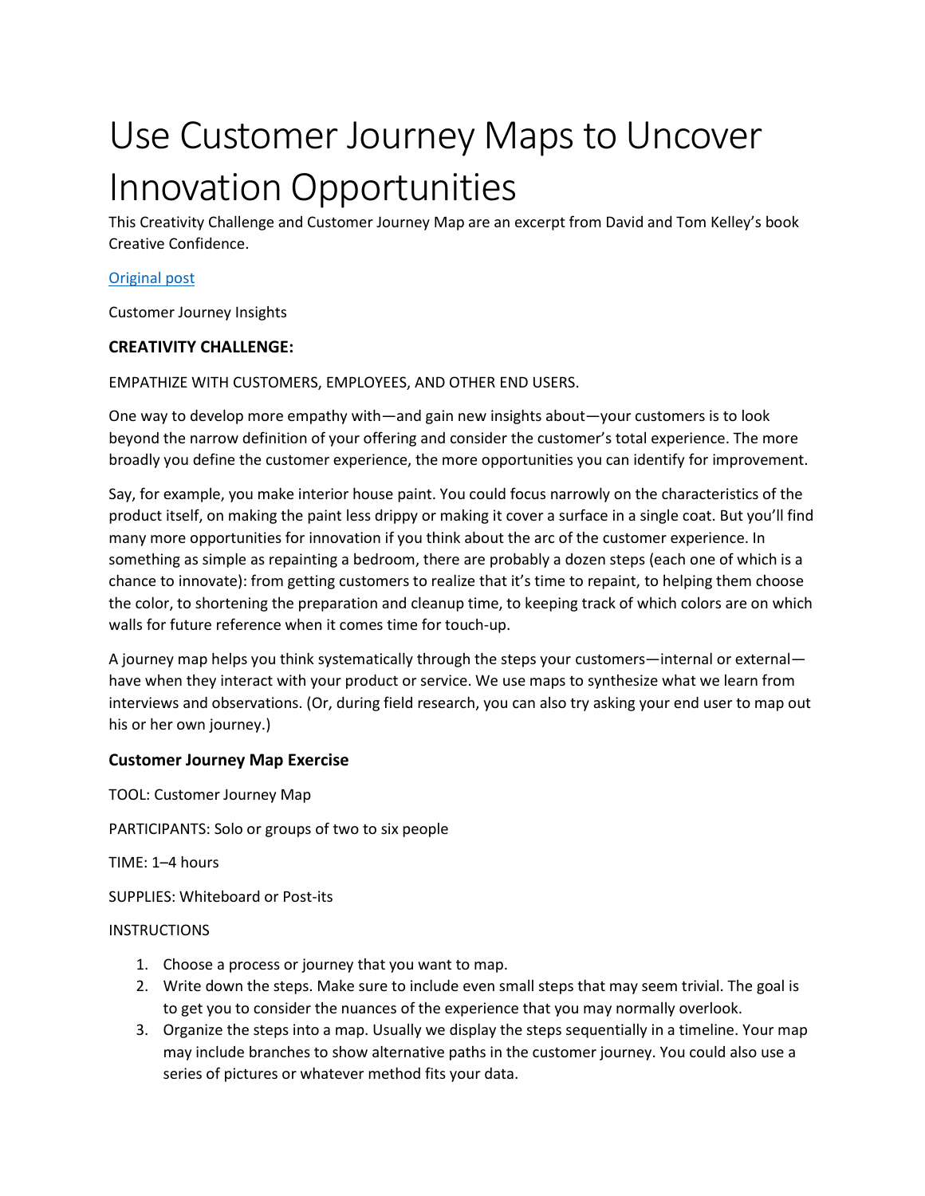# Use Customer Journey Maps to Uncover Innovation Opportunities

This Creativity Challenge and Customer Journey Map are an excerpt from David and Tom Kelley's book Creative Confidence.

[Original post]

Customer Journey Insights

### CREATIVITY CHALLENGE:

EMPATHIZE WITH CUSTOMERS, EMPLOYEES, AND OTHER END USERS.

One way to develop more empathy with—and gain new insights about—your customers is to look beyond the narrow definition of your offering and consider the customer's total experience. The more broadly you define the customer experience, the more opportunities you can identify for improvement.

Say, for example, you make interior house paint. You could focus narrowly on the characteristics of the product itself, on making the paint less drippy or making it cover a surface in a single coat. But you'll find many more opportunities for innovation if you think about the arc of the customer experience. In something as simple as repainting a bedroom, there are probably a dozen steps (each one of which is a chance to innovate): from getting customers to realize that it's time to repaint, to helping them choose the color, to shortening the preparation and cleanup time, to keeping track of which colors are on which walls for future reference when it comes time for touch-up.

A journey map helps you think systematically through the steps your customers—internal or external—have when they interact with your product or service. We use maps to synthesize what we learn from interviews and observations. (Or, during field research, you can also try asking your end user to map out his or her own journey.)

### Customer Journey Map Exercise

TOOL: Customer Journey Map

PARTICIPANTS: Solo or groups of two to six people

TIME: 1–4 hours

SUPPLIES: Whiteboard or Post-its

INSTRUCTIONS

1. Choose a process or journey that you want to map.
2. Write down the steps. Make sure to include even small steps that may seem trivial. The goal is to get you to consider the nuances of the experience that you may normally overlook.
3. Organize the steps into a map. Usually we display the steps sequentially in a timeline. Your map may include branches to show alternative paths in the customer journey. You could also use a series of pictures or whatever method fits your data.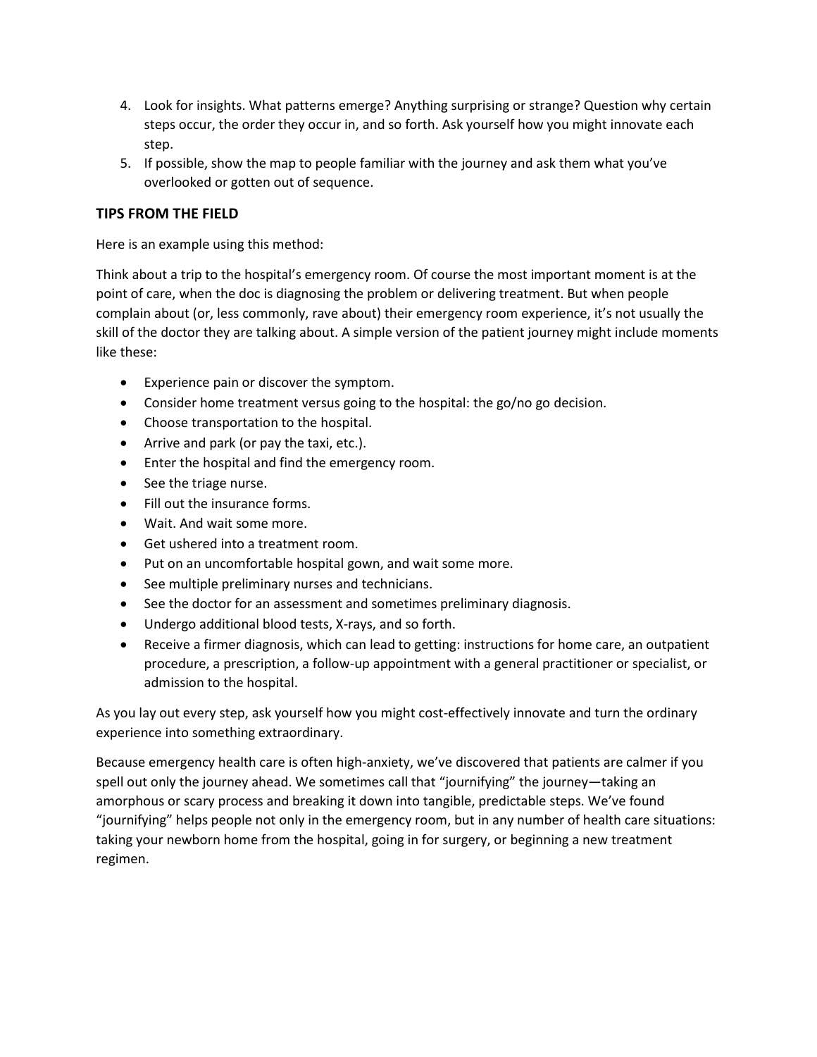4. Look for insights. What patterns emerge? Anything surprising or strange? Question why certain steps occur, the order they occur in, and so forth. Ask yourself how you might innovate each step.
5. If possible, show the map to people familiar with the journey and ask them what you've overlooked or gotten out of sequence.

### TIPS FROM THE FIELD

Here is an example using this method:

Think about a trip to the hospital's emergency room. Of course the most important moment is at the point of care, when the doc is diagnosing the problem or delivering treatment. But when people complain about (or, less commonly, rave about) their emergency room experience, it's not usually the skill of the doctor they are talking about. A simple version of the patient journey might include moments like these:

- Experience pain or discover the symptom.
- Consider home treatment versus going to the hospital: the go/no go decision.
- Choose transportation to the hospital.
- Arrive and park (or pay the taxi, etc.).
- Enter the hospital and find the emergency room.
- See the triage nurse.
- Fill out the insurance forms.
- Wait. And wait some more.
- Get ushered into a treatment room.
- Put on an uncomfortable hospital gown, and wait some more.
- See multiple preliminary nurses and technicians.
- See the doctor for an assessment and sometimes preliminary diagnosis.
- Undergo additional blood tests, X-rays, and so forth.
- Receive a firmer diagnosis, which can lead to getting: instructions for home care, an outpatient procedure, a prescription, a follow-up appointment with a general practitioner or specialist, or admission to the hospital.

As you lay out every step, ask yourself how you might cost-effectively innovate and turn the ordinary experience into something extraordinary.

Because emergency health care is often high-anxiety, we've discovered that patients are calmer if you spell out only the journey ahead. We sometimes call that "journifying" the journey—taking an amorphous or scary process and breaking it down into tangible, predictable steps. We've found "journifying" helps people not only in the emergency room, but in any number of health care situations: taking your newborn home from the hospital, going in for surgery, or beginning a new treatment regimen.